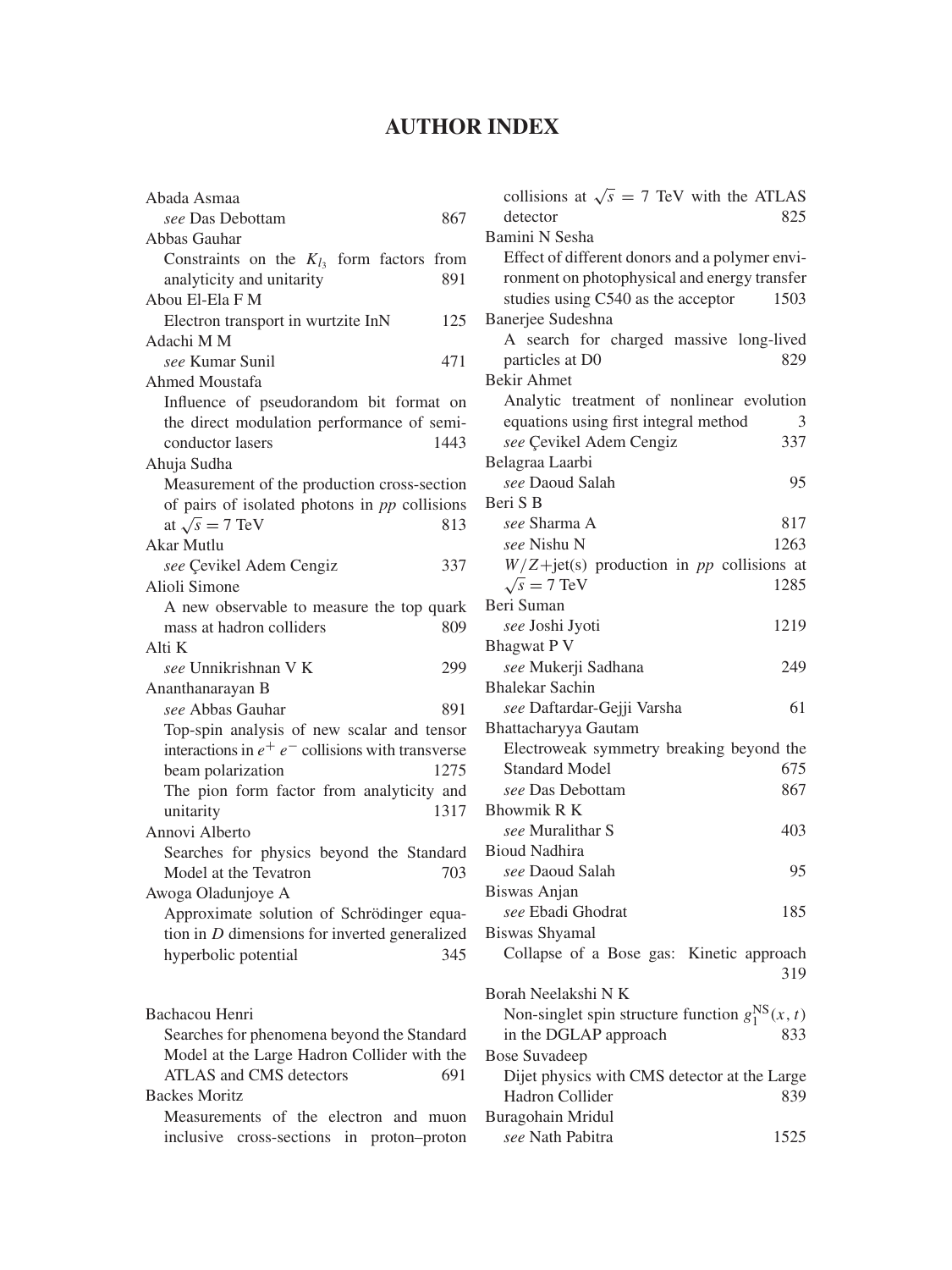# AUTHOR INDEX

Abada Asmaa
*see* Das Debottam 867

Abbas Gauhar
Constraints on the $K_{l_3}$ form factors from analyticity and unitarity 891

Abou El-Ela F M
Electron transport in wurtzite InN 125

Adachi M M
*see* Kumar Sunil 471

Ahmed Moustafa
Influence of pseudorandom bit format on the direct modulation performance of semiconductor lasers 1443

Ahuja Sudha
Measurement of the production cross-section of pairs of isolated photons in *pp* collisions at $\sqrt{s} = 7$ TeV 813

Akar Mutlu
*see* Çevikel Adem Cengiz 337

Alioli Simone
A new observable to measure the top quark mass at hadron colliders 809

Alti K
*see* Unnikrishnan V K 299

Ananthanarayan B
*see* Abbas Gauhar 891
Top-spin analysis of new scalar and tensor interactions in $e^+ e^-$ collisions with transverse beam polarization 1275
The pion form factor from analyticity and unitarity 1317

Annovi Alberto
Searches for physics beyond the Standard Model at the Tevatron 703

Awoga Oladunjoye A
Approximate solution of Schrödinger equation in *D* dimensions for inverted generalized hyperbolic potential 345

Bachacou Henri
Searches for phenomena beyond the Standard Model at the Large Hadron Collider with the ATLAS and CMS detectors 691

Backes Moritz
Measurements of the electron and muon inclusive cross-sections in proton–proton collisions at $\sqrt{s} = 7$ TeV with the ATLAS detector 825

Bamini N Sesha
Effect of different donors and a polymer environment on photophysical and energy transfer studies using C540 as the acceptor 1503

Banerjee Sudeshna
A search for charged massive long-lived particles at D0 829

Bekir Ahmet
Analytic treatment of nonlinear evolution equations using first integral method 3
*see* Çevikel Adem Cengiz 337

Belagraa Laarbi
*see* Daoud Salah 95

Beri S B
*see* Sharma A 817
*see* Nishu N 1263
$W/Z$+jet(s) production in *pp* collisions at $\sqrt{s} = 7$ TeV 1285

Beri Suman
*see* Joshi Jyoti 1219

Bhagwat P V
*see* Mukerji Sadhana 249

Bhalekar Sachin
*see* Daftardar-Gejji Varsha 61

Bhattacharyya Gautam
Electroweak symmetry breaking beyond the Standard Model 675
*see* Das Debottam 867

Bhowmik R K
*see* Muralithar S 403

Bioud Nadhira
*see* Daoud Salah 95

Biswas Anjan
*see* Ebadi Ghodrat 185

Biswas Shyamal
Collapse of a Bose gas: Kinetic approach 319

Borah Neelakshi N K
Non-singlet spin structure function $g_1^{\mathrm{NS}}(x, t)$ in the DGLAP approach 833

Bose Suvadeep
Dijet physics with CMS detector at the Large Hadron Collider 839

Buragohain Mridul
*see* Nath Pabitra 1525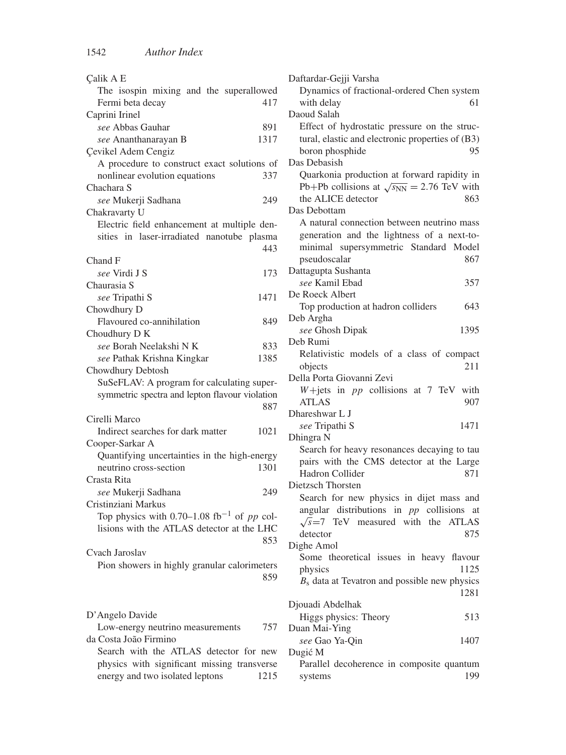Çalik A E

The isospin mixing and the superallowed Fermi beta decay 417

Caprini Irinel

*see* Abbas Gauhar 891

*see* Ananthanarayan B 1317

Çevikel Adem Cengiz

A procedure to construct exact solutions of nonlinear evolution equations 337

Chachara S

*see* Mukerji Sadhana 249

Chakravarty U

Electric field enhancement at multiple densities in laser-irradiated nanotube plasma 443

Chand F

*see* Virdi J S 173

Chaurasia S

*see* Tripathi S 1471

Chowdhury D

Flavoured co-annihilation 849

Choudhury D K

*see* Borah Neelakshi N K 833

*see* Pathak Krishna Kingkar 1385

Chowdhury Debtosh

SuSeFLAV: A program for calculating supersymmetric spectra and lepton flavour violation 887

Cirelli Marco

Indirect searches for dark matter 1021

Cooper-Sarkar A

Quantifying uncertainties in the high-energy neutrino cross-section 1301

Crasta Rita

*see* Mukerji Sadhana 249

Cristinziani Markus

Top physics with 0.70–1.08 $\text{fb}^{-1}$ of $pp$ collisions with the ATLAS detector at the LHC 853

Cvach Jaroslav

Pion showers in highly granular calorimeters 859

D'Angelo Davide

Low-energy neutrino measurements 757

da Costa João Firmino

Search with the ATLAS detector for new physics with significant missing transverse energy and two isolated leptons 1215

Daftardar-Gejji Varsha

Dynamics of fractional-ordered Chen system with delay 61

Daoud Salah

Effect of hydrostatic pressure on the structural, elastic and electronic properties of (B3) boron phosphide 95

Das Debasish

Quarkonia production at forward rapidity in Pb+Pb collisions at $\sqrt{s_{\text{NN}}} = 2.76$ TeV with the ALICE detector 863

Das Debottam

A natural connection between neutrino mass generation and the lightness of a next-to-minimal supersymmetric Standard Model pseudoscalar 867

Dattagupta Sushanta

*see* Kamil Ebad 357

De Roeck Albert

Top production at hadron colliders 643

Deb Argha

*see* Ghosh Dipak 1395

Deb Rumi

Relativistic models of a class of compact objects 211

Della Porta Giovanni Zevi

$W$+jets in $pp$ collisions at 7 TeV with ATLAS 907

Dhareshwar L J

*see* Tripathi S 1471

Dhingra N

Search for heavy resonances decaying to tau pairs with the CMS detector at the Large Hadron Collider 871

Dietzsch Thorsten

Search for new physics in dijet mass and angular distributions in $pp$ collisions at $\sqrt{s}$=7 TeV measured with the ATLAS detector 875

Dighe Amol

Some theoretical issues in heavy flavour physics 1125

$B_s$ data at Tevatron and possible new physics 1281

Djouadi Abdelhak

Higgs physics: Theory 513

Duan Mai-Ying

*see* Gao Ya-Qin 1407

Dugić M

Parallel decoherence in composite quantum systems 199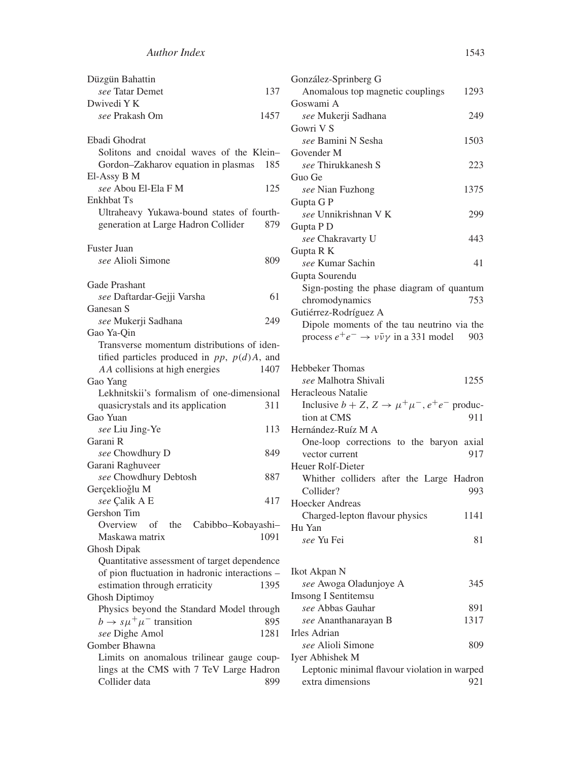Düzgün Bahattin
*see* Tatar Demet 137

Dwivedi Y K
*see* Prakash Om 1457

Ebadi Ghodrat
Solitons and cnoidal waves of the Klein–Gordon–Zakharov equation in plasmas 185

El-Assy B M
*see* Abou El-Ela F M 125

Enkhbat Ts
Ultraheavy Yukawa-bound states of fourth-generation at Large Hadron Collider 879

Fuster Juan
*see* Alioli Simone 809

Gade Prashant
*see* Daftardar-Gejji Varsha 61

Ganesan S
*see* Mukerji Sadhana 249

Gao Ya-Qin
Transverse momentum distributions of identified particles produced in $pp$, $p(d)A$, and $AA$ collisions at high energies 1407

Gao Yang
Lekhnitskii's formalism of one-dimensional quasicrystals and its application 311

Gao Yuan
*see* Liu Jing-Ye 113

Garani R
*see* Chowdhury D 849

Garani Raghuveer
*see* Chowdhury Debtosh 887

Gerçeklioğlu M
*see* Çalik A E 417

Gershon Tim
Overview of the Cabibbo–Kobayashi–Maskawa matrix 1091

Ghosh Dipak
Quantitative assessment of target dependence of pion fluctuation in hadronic interactions – estimation through erraticity 1395

Ghosh Diptimoy
Physics beyond the Standard Model through $b \to s\mu^+\mu^-$ transition 895
*see* Dighe Amol 1281

Gomber Bhawna
Limits on anomalous trilinear gauge couplings at the CMS with 7 TeV Large Hadron Collider data 899

González-Sprinberg G
Anomalous top magnetic couplings 1293

Goswami A
*see* Mukerji Sadhana 249

Gowri V S
*see* Bamini N Sesha 1503

Govender M
*see* Thirukkanesh S 223

Guo Ge
*see* Nian Fuzhong 1375

Gupta G P
*see* Unnikrishnan V K 299

Gupta P D
*see* Chakravarty U 443

Gupta R K
*see* Kumar Sachin 41

Gupta Sourendu
Sign-posting the phase diagram of quantum chromodynamics 753

Gutiérrez-Rodríguez A
Dipole moments of the tau neutrino via the process $e^+e^- \to \nu\bar{\nu}\gamma$ in a 331 model 903

Hebbeker Thomas
*see* Malhotra Shivali 1255

Heracleous Natalie
Inclusive $b + Z$, $Z \to \mu^+\mu^-, e^+e^-$ production at CMS 911

Hernández-Ruíz M A
One-loop corrections to the baryon axial vector current 917

Heuer Rolf-Dieter
Whither colliders after the Large Hadron Collider? 993

Hoecker Andreas
Charged-lepton flavour physics 1141

Hu Yan
*see* Yu Fei 81

Ikot Akpan N
*see* Awoga Oladunjoye A 345

Imsong I Sentitemsu
*see* Abbas Gauhar 891
*see* Ananthanarayan B 1317

Irles Adrian
*see* Alioli Simone 809

Iyer Abhishek M
Leptonic minimal flavour violation in warped extra dimensions 921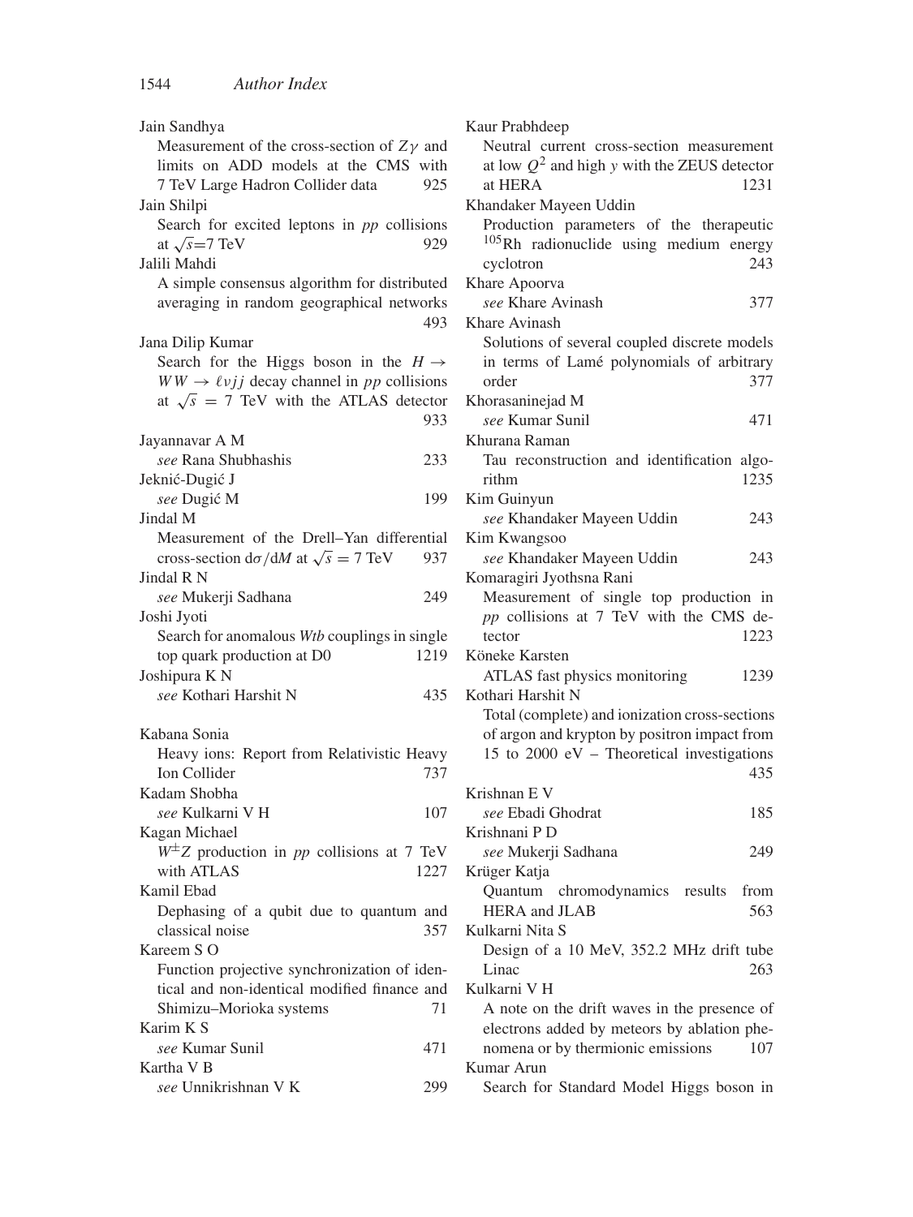Jain Sandhya
Measurement of the cross-section of $Z\gamma$ and limits on ADD models at the CMS with 7 TeV Large Hadron Collider data 925

Jain Shilpi
Search for excited leptons in *pp* collisions at $\sqrt{s}$=7 TeV 929

Jalili Mahdi
A simple consensus algorithm for distributed averaging in random geographical networks 493

Jana Dilip Kumar
Search for the Higgs boson in the $H \to WW \to \ell\nu jj$ decay channel in *pp* collisions at $\sqrt{s}$ = 7 TeV with the ATLAS detector 933

Jayannavar A M
*see* Rana Shubhashis 233

Jeknić-Dugić J
*see* Dugić M 199

Jindal M
Measurement of the Drell–Yan differential cross-section $\mathrm{d}\sigma/\mathrm{d}M$ at $\sqrt{s}$ = 7 TeV 937

Jindal R N
*see* Mukerji Sadhana 249

Joshi Jyoti
Search for anomalous *Wtb* couplings in single top quark production at D0 1219

Joshipura K N
*see* Kothari Harshit N 435

Kabana Sonia
Heavy ions: Report from Relativistic Heavy Ion Collider 737

Kadam Shobha
*see* Kulkarni V H 107

Kagan Michael
$W^{\pm}Z$ production in *pp* collisions at 7 TeV with ATLAS 1227

Kamil Ebad
Dephasing of a qubit due to quantum and classical noise 357

Kareem S O
Function projective synchronization of identical and non-identical modified finance and Shimizu–Morioka systems 71

Karim K S
*see* Kumar Sunil 471

Kartha V B
*see* Unnikrishnan V K 299

Kaur Prabhdeep
Neutral current cross-section measurement at low $Q^2$ and high $y$ with the ZEUS detector at HERA 1231

Khandaker Mayeen Uddin
Production parameters of the therapeutic $^{105}$Rh radionuclide using medium energy cyclotron 243

Khare Apoorva
*see* Khare Avinash 377

Khare Avinash
Solutions of several coupled discrete models in terms of Lamé polynomials of arbitrary order 377

Khorasaninejad M
*see* Kumar Sunil 471

Khurana Raman
Tau reconstruction and identification algorithm 1235

Kim Guinyun
*see* Khandaker Mayeen Uddin 243

Kim Kwangsoo
*see* Khandaker Mayeen Uddin 243

Komaragiri Jyothsna Rani
Measurement of single top production in *pp* collisions at 7 TeV with the CMS detector 1223

Köneke Karsten
ATLAS fast physics monitoring 1239

Kothari Harshit N
Total (complete) and ionization cross-sections of argon and krypton by positron impact from 15 to 2000 eV – Theoretical investigations 435

Krishnan E V
*see* Ebadi Ghodrat 185

Krishnani P D
*see* Mukerji Sadhana 249

Krüger Katja
Quantum chromodynamics results from HERA and JLAB 563

Kulkarni Nita S
Design of a 10 MeV, 352.2 MHz drift tube Linac 263

Kulkarni V H
A note on the drift waves in the presence of electrons added by meteors by ablation phenomena or by thermionic emissions 107

Kumar Arun
Search for Standard Model Higgs boson in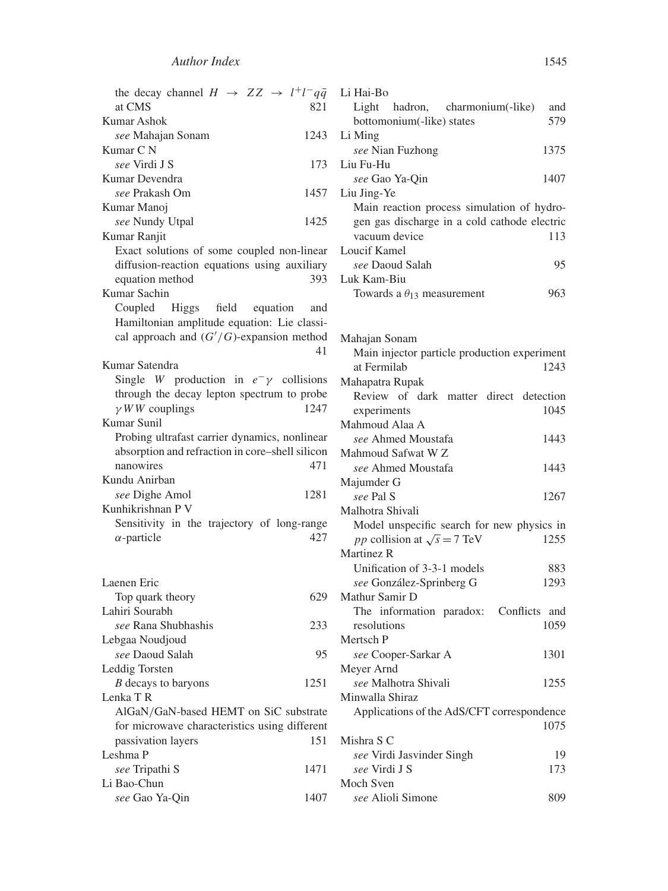the decay channel $H \rightarrow ZZ \rightarrow l^+l^-q\bar{q}$ at CMS 821

Kumar Ashok
*see* Mahajan Sonam 1243

Kumar C N
*see* Virdi J S 173

Kumar Devendra
*see* Prakash Om 1457

Kumar Manoj
*see* Nundy Utpal 1425

Kumar Ranjit
Exact solutions of some coupled non-linear diffusion-reaction equations using auxiliary equation method 393

Kumar Sachin
Coupled Higgs field equation and Hamiltonian amplitude equation: Lie classical approach and $(G'/G)$-expansion method 41

Kumar Satendra
Single $W$ production in $e^-\gamma$ collisions through the decay lepton spectrum to probe $\gamma WW$ couplings 1247

Kumar Sunil
Probing ultrafast carrier dynamics, nonlinear absorption and refraction in core–shell silicon nanowires 471

Kundu Anirban
*see* Dighe Amol 1281

Kunhikrishnan P V
Sensitivity in the trajectory of long-range $\alpha$-particle 427

Laenen Eric
Top quark theory 629

Lahiri Sourabh
*see* Rana Shubhashis 233

Lebgaa Noudjoud
*see* Daoud Salah 95

Leddig Torsten
*B* decays to baryons 1251

Lenka T R
AlGaN/GaN-based HEMT on SiC substrate for microwave characteristics using different passivation layers 151

Leshma P
*see* Tripathi S 1471

Li Bao-Chun
*see* Gao Ya-Qin 1407

Li Hai-Bo
Light hadron, charmonium(-like) and bottomonium(-like) states 579

Li Ming
*see* Nian Fuzhong 1375

Liu Fu-Hu
*see* Gao Ya-Qin 1407

Liu Jing-Ye
Main reaction process simulation of hydrogen gas discharge in a cold cathode electric vacuum device 113

Loucif Kamel
*see* Daoud Salah 95

Luk Kam-Biu
Towards a $\theta_{13}$ measurement 963

Mahajan Sonam
Main injector particle production experiment at Fermilab 1243

Mahapatra Rupak
Review of dark matter direct detection experiments 1045

Mahmoud Alaa A
*see* Ahmed Moustafa 1443

Mahmoud Safwat W Z
*see* Ahmed Moustafa 1443

Majumder G
*see* Pal S 1267

Malhotra Shivali
Model unspecific search for new physics in $pp$ collision at $\sqrt{s} = 7$ TeV 1255

Martinez R
Unification of 3-3-1 models 883
*see* González-Sprinberg G 1293

Mathur Samir D
The information paradox: Conflicts and resolutions 1059

Mertsch P
*see* Cooper-Sarkar A 1301

Meyer Arnd
*see* Malhotra Shivali 1255

Minwalla Shiraz
Applications of the AdS/CFT correspondence 1075

Mishra S C
*see* Virdi Jasvinder Singh 19
*see* Virdi J S 173

Moch Sven
*see* Alioli Simone 809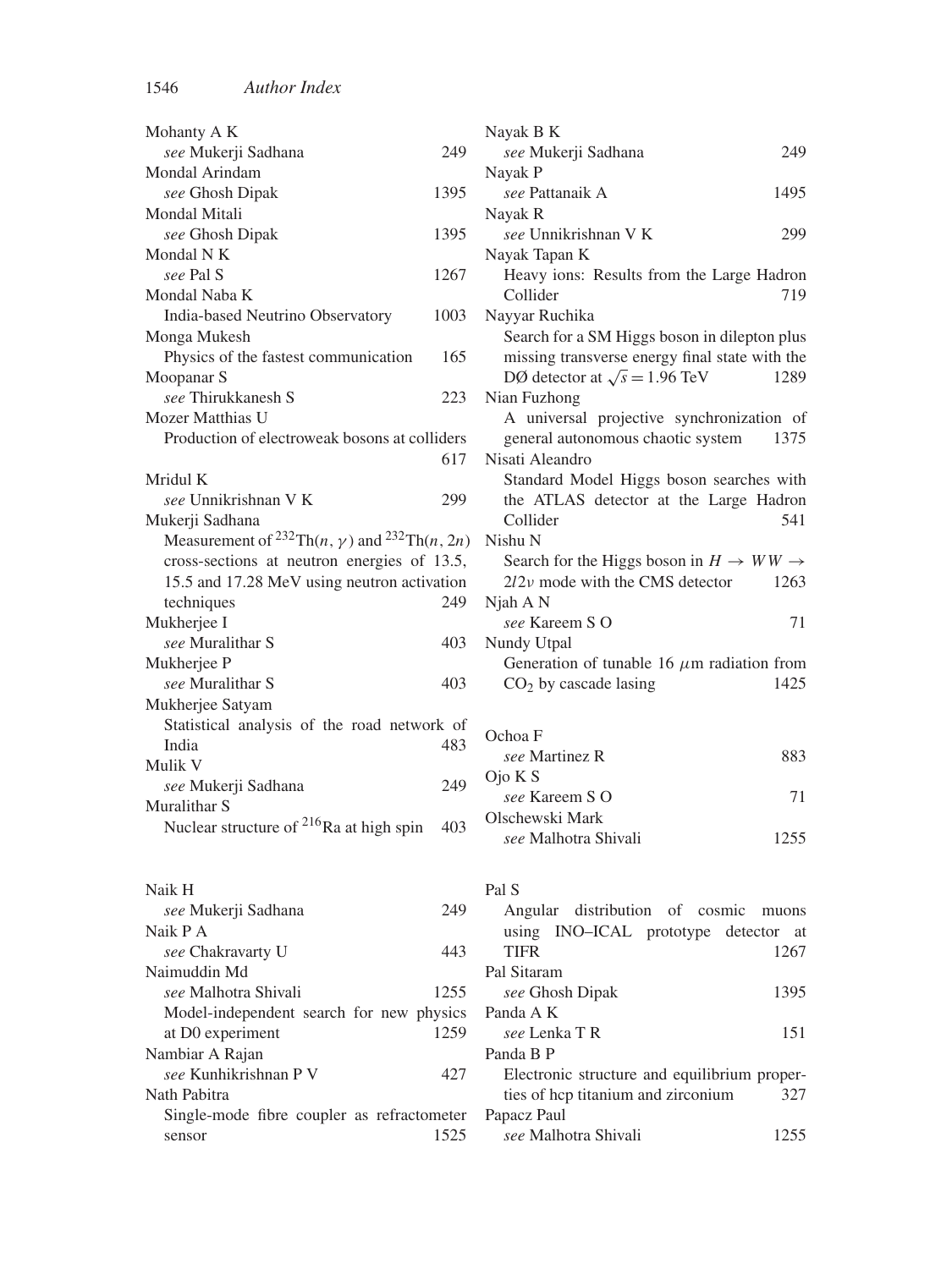Mohanty A K
*see* Mukerji Sadhana 249

Mondal Arindam
*see* Ghosh Dipak 1395

Mondal Mitali
*see* Ghosh Dipak 1395

Mondal N K
*see* Pal S 1267

Mondal Naba K
India-based Neutrino Observatory 1003

Monga Mukesh
Physics of the fastest communication 165

Moopanar S
*see* Thirukkanesh S 223

Mozer Matthias U
Production of electroweak bosons at colliders 617

Mridul K
*see* Unnikrishnan V K 299

Mukerji Sadhana
Measurement of $^{232}$Th$(n, \gamma)$ and $^{232}$Th$(n, 2n)$ cross-sections at neutron energies of 13.5, 15.5 and 17.28 MeV using neutron activation techniques 249

Mukherjee I
*see* Muralithar S 403

Mukherjee P
*see* Muralithar S 403

Mukherjee Satyam
Statistical analysis of the road network of India 483

Mulik V
*see* Mukerji Sadhana 249

Muralithar S
Nuclear structure of $^{216}$Ra at high spin 403

Naik H
*see* Mukerji Sadhana 249

Naik P A
*see* Chakravarty U 443

Naimuddin Md
*see* Malhotra Shivali 1255
Model-independent search for new physics at D0 experiment 1259

Nambiar A Rajan
*see* Kunhikrishnan P V 427

Nath Pabitra
Single-mode fibre coupler as refractometer sensor 1525

Nayak B K
*see* Mukerji Sadhana 249

Nayak P
*see* Pattanaik A 1495

Nayak R
*see* Unnikrishnan V K 299

Nayak Tapan K
Heavy ions: Results from the Large Hadron Collider 719

Nayyar Ruchika
Search for a SM Higgs boson in dilepton plus missing transverse energy final state with the DØ detector at $\sqrt{s} = 1.96$ TeV 1289

Nian Fuzhong
A universal projective synchronization of general autonomous chaotic system 1375

Nisati Aleandro
Standard Model Higgs boson searches with the ATLAS detector at the Large Hadron Collider 541

Nishu N
Search for the Higgs boson in $H \rightarrow WW \rightarrow 2l2\nu$ mode with the CMS detector 1263

Njah A N
*see* Kareem S O 71

Nundy Utpal
Generation of tunable 16 $\mu$m radiation from $CO_2$ by cascade lasing 1425

Ochoa F
*see* Martinez R 883

Ojo K S
*see* Kareem S O 71

Olschewski Mark
*see* Malhotra Shivali 1255

Pal S
Angular distribution of cosmic muons using INO–ICAL prototype detector at TIFR 1267

Pal Sitaram
*see* Ghosh Dipak 1395

Panda A K
*see* Lenka T R 151

Panda B P
Electronic structure and equilibrium properties of hcp titanium and zirconium 327

Papacz Paul
*see* Malhotra Shivali 1255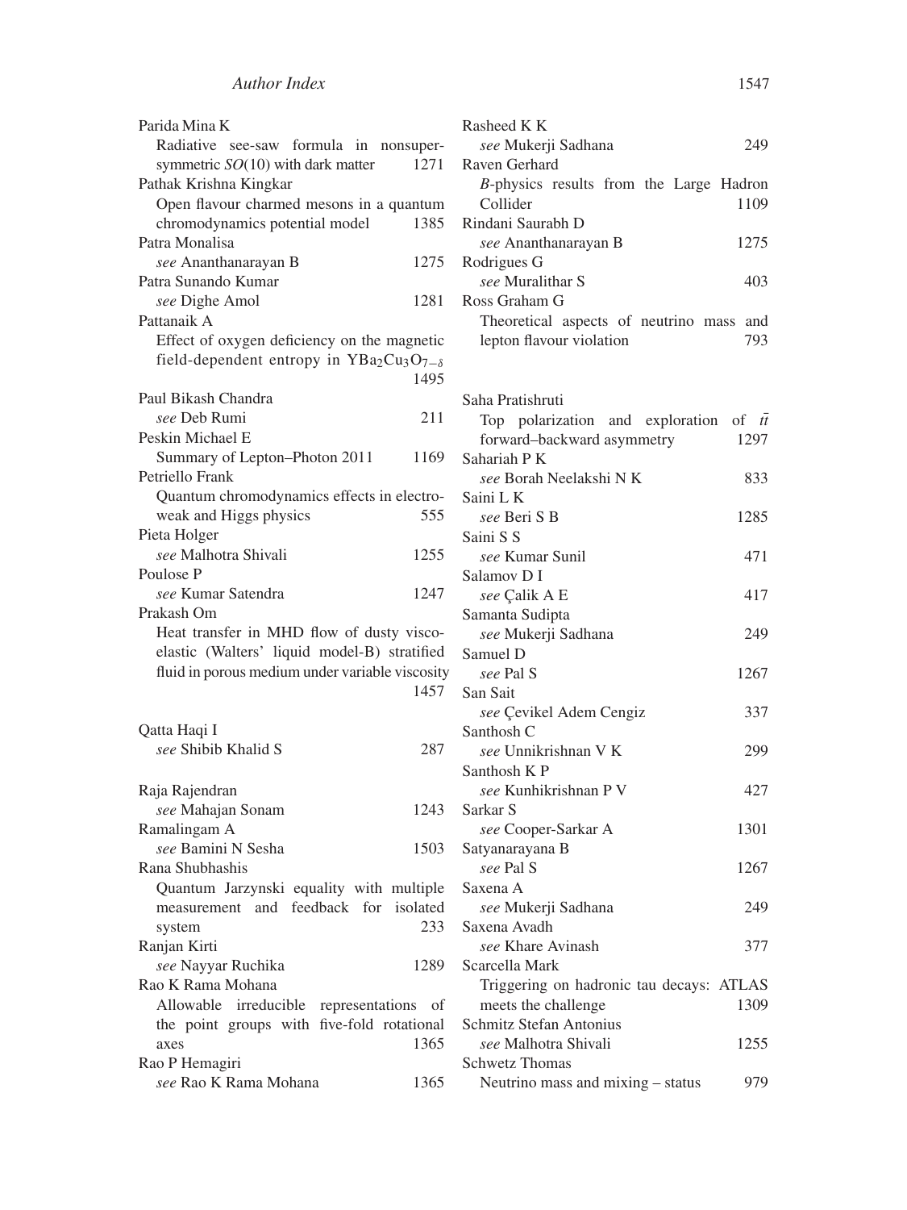Parida Mina K
  Radiative see-saw formula in nonsupersymmetric $SO(10)$ with dark matter 1271
Pathak Krishna Kingkar
  Open flavour charmed mesons in a quantum chromodynamics potential model 1385
Patra Monalisa
  *see* Ananthanarayan B 1275
Patra Sunando Kumar
  *see* Dighe Amol 1281
Pattanaik A
  Effect of oxygen deficiency on the magnetic field-dependent entropy in $YBa_2Cu_3O_{7-\delta}$ 1495
Paul Bikash Chandra
  *see* Deb Rumi 211
Peskin Michael E
  Summary of Lepton–Photon 2011 1169
Petriello Frank
  Quantum chromodynamics effects in electroweak and Higgs physics 555
Pieta Holger
  *see* Malhotra Shivali 1255
Poulose P
  *see* Kumar Satendra 1247
Prakash Om
  Heat transfer in MHD flow of dusty viscoelastic (Walters' liquid model-B) stratified fluid in porous medium under variable viscosity 1457

Qatta Haqi I
  *see* Shibib Khalid S 287

Raja Rajendran
  *see* Mahajan Sonam 1243
Ramalingam A
  *see* Bamini N Sesha 1503
Rana Shubhashis
  Quantum Jarzynski equality with multiple measurement and feedback for isolated system 233
Ranjan Kirti
  *see* Nayyar Ruchika 1289
Rao K Rama Mohana
  Allowable irreducible representations of the point groups with five-fold rotational axes 1365
Rao P Hemagiri
  *see* Rao K Rama Mohana 1365
Rasheed K K
  *see* Mukerji Sadhana 249
Raven Gerhard
  *B*-physics results from the Large Hadron Collider 1109
Rindani Saurabh D
  *see* Ananthanarayan B 1275
Rodrigues G
  *see* Muralithar S 403
Ross Graham G
  Theoretical aspects of neutrino mass and lepton flavour violation 793

Saha Pratishruti
  Top polarization and exploration of $t\bar{t}$ forward–backward asymmetry 1297
Sahariah P K
  *see* Borah Neelakshi N K 833
Saini L K
  *see* Beri S B 1285
Saini S S
  *see* Kumar Sunil 471
Salamov D I
  *see* Çalik A E 417
Samanta Sudipta
  *see* Mukerji Sadhana 249
Samuel D
  *see* Pal S 1267
San Sait
  *see* Çevikel Adem Cengiz 337
Santhosh C
  *see* Unnikrishnan V K 299
Santhosh K P
  *see* Kunhikrishnan P V 427
Sarkar S
  *see* Cooper-Sarkar A 1301
Satyanarayana B
  *see* Pal S 1267
Saxena A
  *see* Mukerji Sadhana 249
Saxena Avadh
  *see* Khare Avinash 377
Scarcella Mark
  Triggering on hadronic tau decays: ATLAS meets the challenge 1309
Schmitz Stefan Antonius
  *see* Malhotra Shivali 1255
Schwetz Thomas
  Neutrino mass and mixing – status 979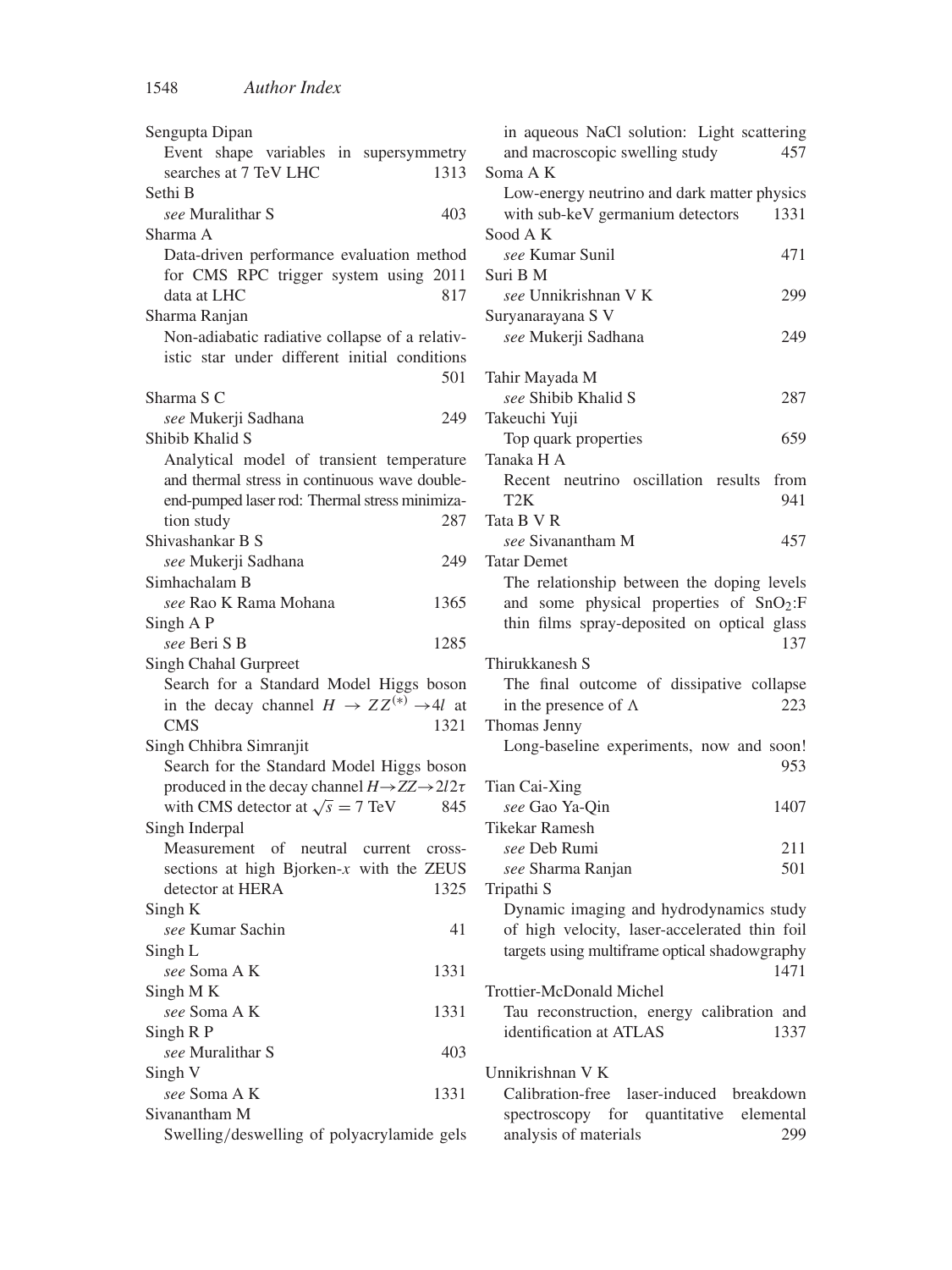Sengupta Dipan
Event shape variables in supersymmetry searches at 7 TeV LHC 1313

Sethi B
*see* Muralithar S 403

Sharma A
Data-driven performance evaluation method for CMS RPC trigger system using 2011 data at LHC 817

Sharma Ranjan
Non-adiabatic radiative collapse of a relativistic star under different initial conditions 501

Sharma S C
*see* Mukerji Sadhana 249

Shibib Khalid S
Analytical model of transient temperature and thermal stress in continuous wave double-end-pumped laser rod: Thermal stress minimization study 287

Shivashankar B S
*see* Mukerji Sadhana 249

Simhachalam B
*see* Rao K Rama Mohana 1365

Singh A P
*see* Beri S B 1285

Singh Chahal Gurpreet
Search for a Standard Model Higgs boson in the decay channel $H \rightarrow ZZ^{(*)} \rightarrow 4l$ at CMS 1321

Singh Chhibra Simranjit
Search for the Standard Model Higgs boson produced in the decay channel $H \rightarrow ZZ \rightarrow 2l2\tau$ with CMS detector at $\sqrt{s} = 7$ TeV 845

Singh Inderpal
Measurement of neutral current cross-sections at high Bjorken-$x$ with the ZEUS detector at HERA 1325

Singh K
*see* Kumar Sachin 41

Singh L
*see* Soma A K 1331

Singh M K
*see* Soma A K 1331

Singh R P
*see* Muralithar S 403

Singh V
*see* Soma A K 1331

Sivanantham M
Swelling/deswelling of polyacrylamide gels in aqueous NaCl solution: Light scattering and macroscopic swelling study 457

Soma A K
Low-energy neutrino and dark matter physics with sub-keV germanium detectors 1331

Sood A K
*see* Kumar Sunil 471

Suri B M
*see* Unnikrishnan V K 299

Suryanarayana S V
*see* Mukerji Sadhana 249

Tahir Mayada M
*see* Shibib Khalid S 287

Takeuchi Yuji
Top quark properties 659

Tanaka H A
Recent neutrino oscillation results from T2K 941

Tata B V R
*see* Sivanantham M 457

Tatar Demet
The relationship between the doping levels and some physical properties of $SnO_2$:F thin films spray-deposited on optical glass 137

Thirukkanesh S
The final outcome of dissipative collapse in the presence of $\Lambda$ 223

Thomas Jenny
Long-baseline experiments, now and soon! 953

Tian Cai-Xing
*see* Gao Ya-Qin 1407

Tikekar Ramesh
*see* Deb Rumi 211
*see* Sharma Ranjan 501

Tripathi S
Dynamic imaging and hydrodynamics study of high velocity, laser-accelerated thin foil targets using multiframe optical shadowgraphy 1471

Trottier-McDonald Michel
Tau reconstruction, energy calibration and identification at ATLAS 1337

Unnikrishnan V K
Calibration-free laser-induced breakdown spectroscopy for quantitative elemental analysis of materials 299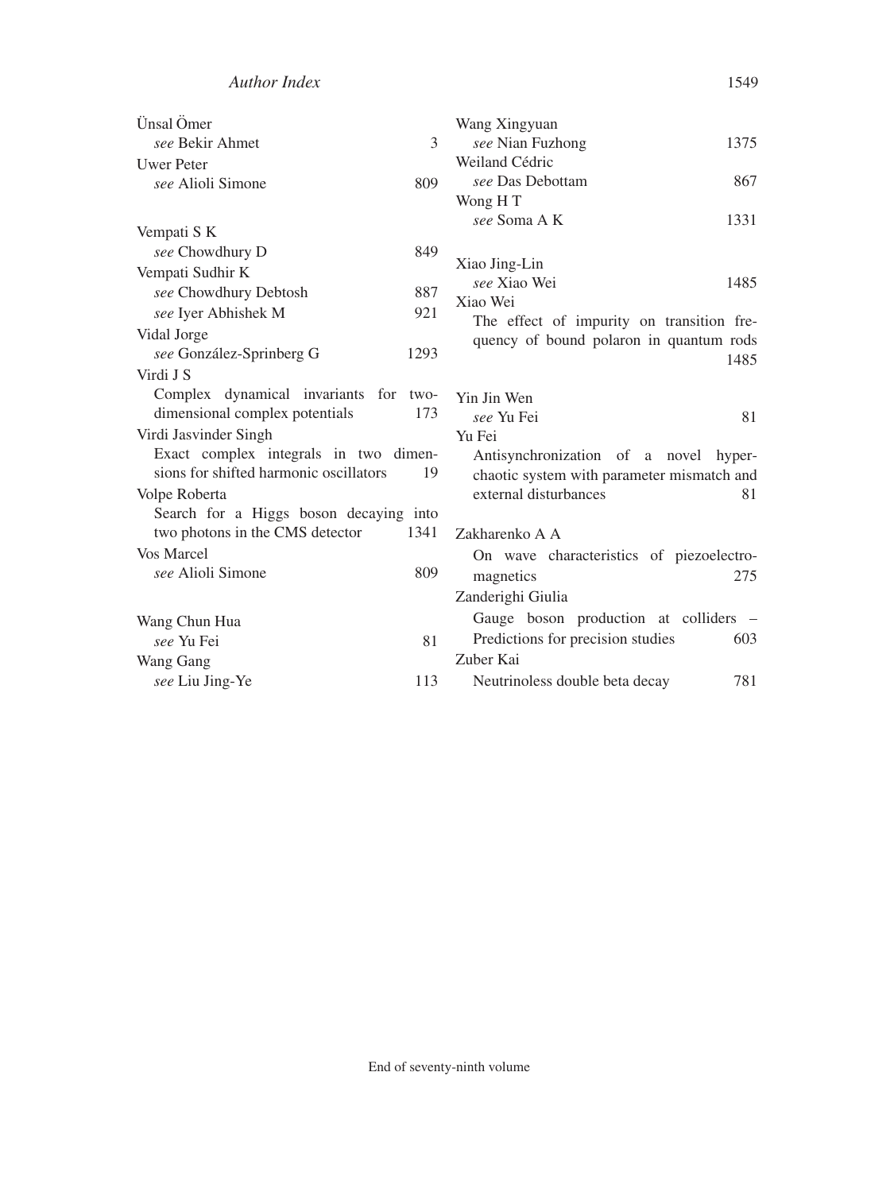Ünsal Ömer
*see* Bekir Ahmet 3

Uwer Peter
*see* Alioli Simone 809

Vempati S K
*see* Chowdhury D 849

Vempati Sudhir K
*see* Chowdhury Debtosh 887
*see* Iyer Abhishek M 921

Vidal Jorge
*see* González-Sprinberg G 1293

Virdi J S
Complex dynamical invariants for two-dimensional complex potentials 173

Virdi Jasvinder Singh
Exact complex integrals in two dimensions for shifted harmonic oscillators 19

Volpe Roberta
Search for a Higgs boson decaying into two photons in the CMS detector 1341

Vos Marcel
*see* Alioli Simone 809

Wang Chun Hua
*see* Yu Fei 81

Wang Gang
*see* Liu Jing-Ye 113

Wang Xingyuan
*see* Nian Fuzhong 1375

Weiland Cédric
*see* Das Debottam 867

Wong H T
*see* Soma A K 1331

Xiao Jing-Lin
*see* Xiao Wei 1485

Xiao Wei
The effect of impurity on transition frequency of bound polaron in quantum rods 1485

Yin Jin Wen
*see* Yu Fei 81

Yu Fei
Antisynchronization of a novel hyperchaotic system with parameter mismatch and external disturbances 81

Zakharenko A A
On wave characteristics of piezoelectromagnetics 275

Zanderighi Giulia
Gauge boson production at colliders – Predictions for precision studies 603

Zuber Kai
Neutrinoless double beta decay 781

End of seventy-ninth volume